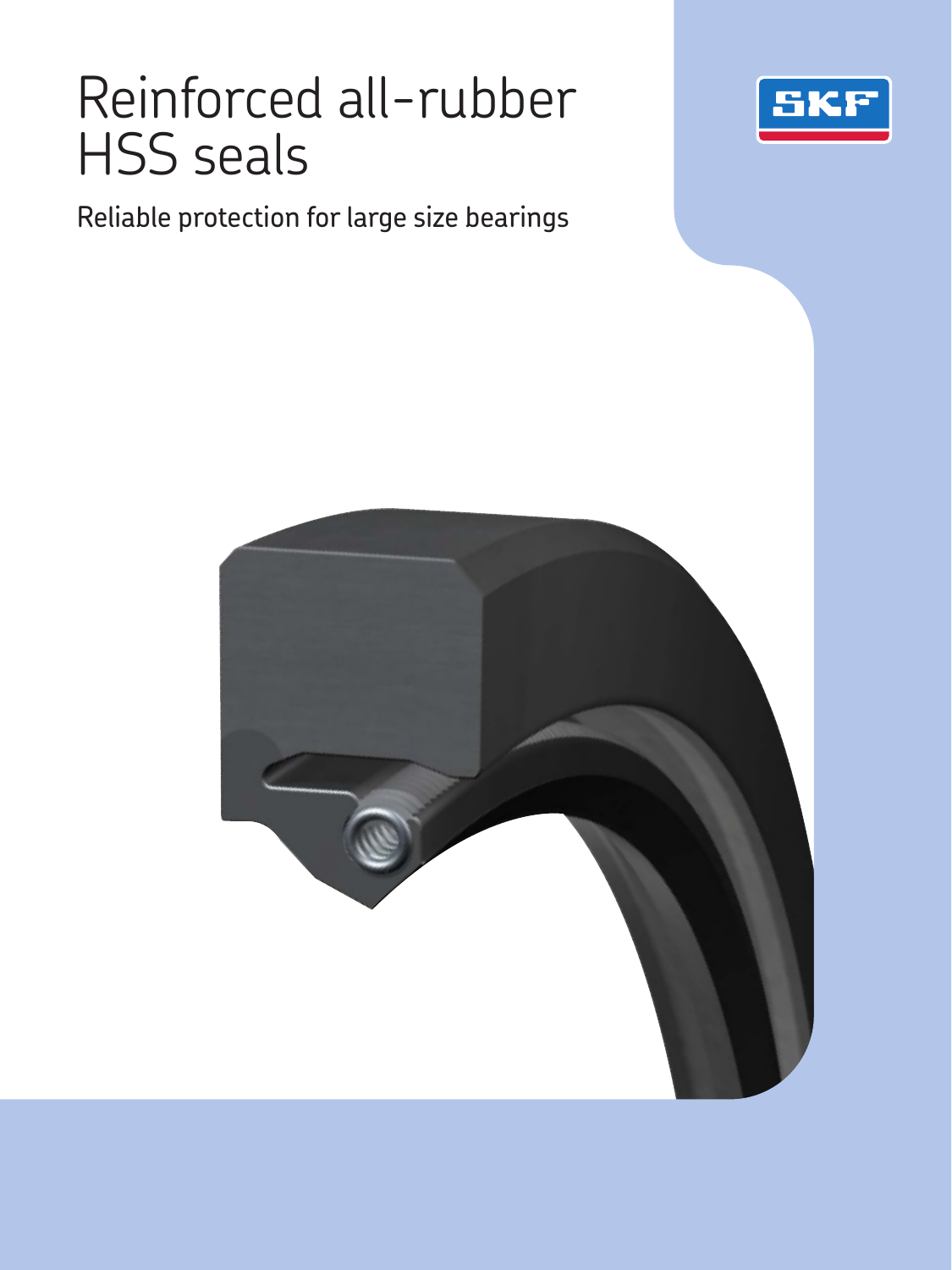# Reinforced all-rubber HSS seals

Reliable protection for large size bearings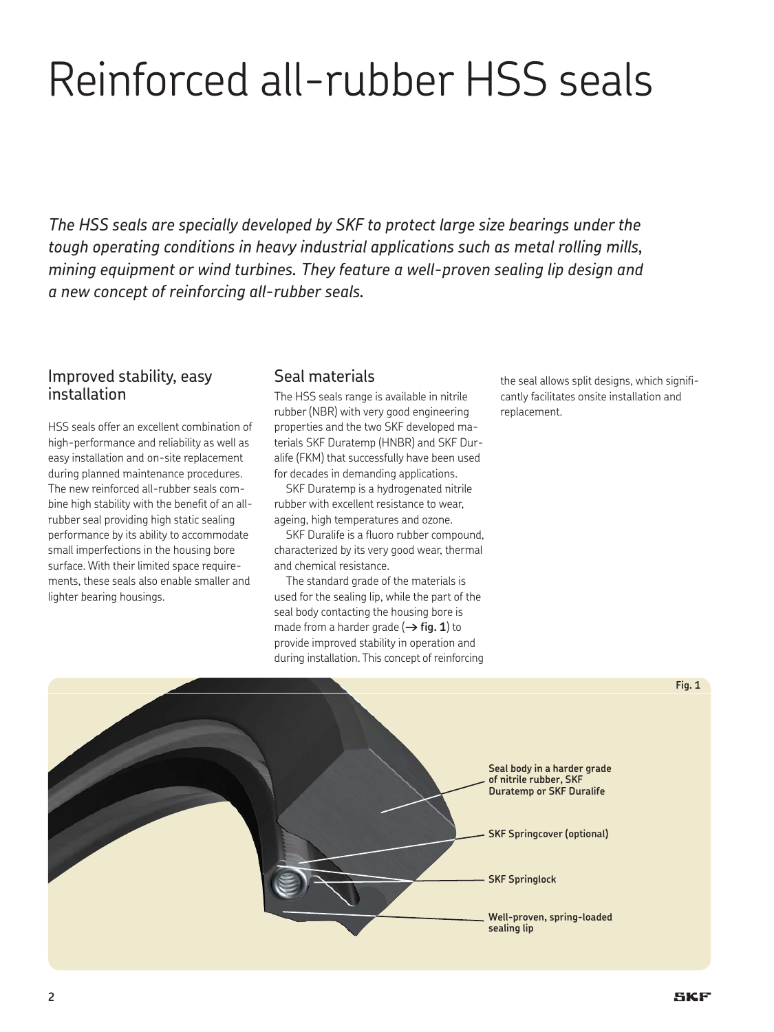# Reinforced all-rubber HSS seals

*The HSS seals are specially developed by SKF to protect large size bearings under the tough operating conditions in heavy industrial applications such as metal rolling mills, mining equipment or wind turbines. They feature a well-proven sealing lip design and a new concept of reinforcing all-rubber seals.*

## Improved stability, easy installation

HSS seals offer an excellent combination of high-performance and reliability as well as easy installation and on-site replacement during planned maintenance procedures. The new reinforced all-rubber seals combine high stability with the benefit of an all-rubber seal providing high static sealing performance by its ability to accommodate small imperfections in the housing bore surface. With their limited space requirements, these seals also enable smaller and lighter bearing housings.

## Seal materials

The HSS seals range is available in nitrile rubber (NBR) with very good engineering properties and the two SKF developed materials SKF Duratemp (HNBR) and SKF Duralife (FKM) that successfully have been used for decades in demanding applications.

SKF Duratemp is a hydrogenated nitrile rubber with excellent resistance to wear, ageing, high temperatures and ozone.

SKF Duralife is a fluoro rubber compound, characterized by its very good wear, thermal and chemical resistance.

The standard grade of the materials is used for the sealing lip, while the part of the seal body contacting the housing bore is made from a harder grade (→ **fig. 1**) to provide improved stability in operation and during installation. This concept of reinforcing the seal allows split designs, which significantly facilitates onsite installation and replacement.

**Fig. 1**

**Seal body in a harder grade of nitrile rubber, SKF Duratemp or SKF Duralife**

**SKF Springcover (optional)**

**SKF Springlock**

**Well-proven, spring-loaded sealing lip**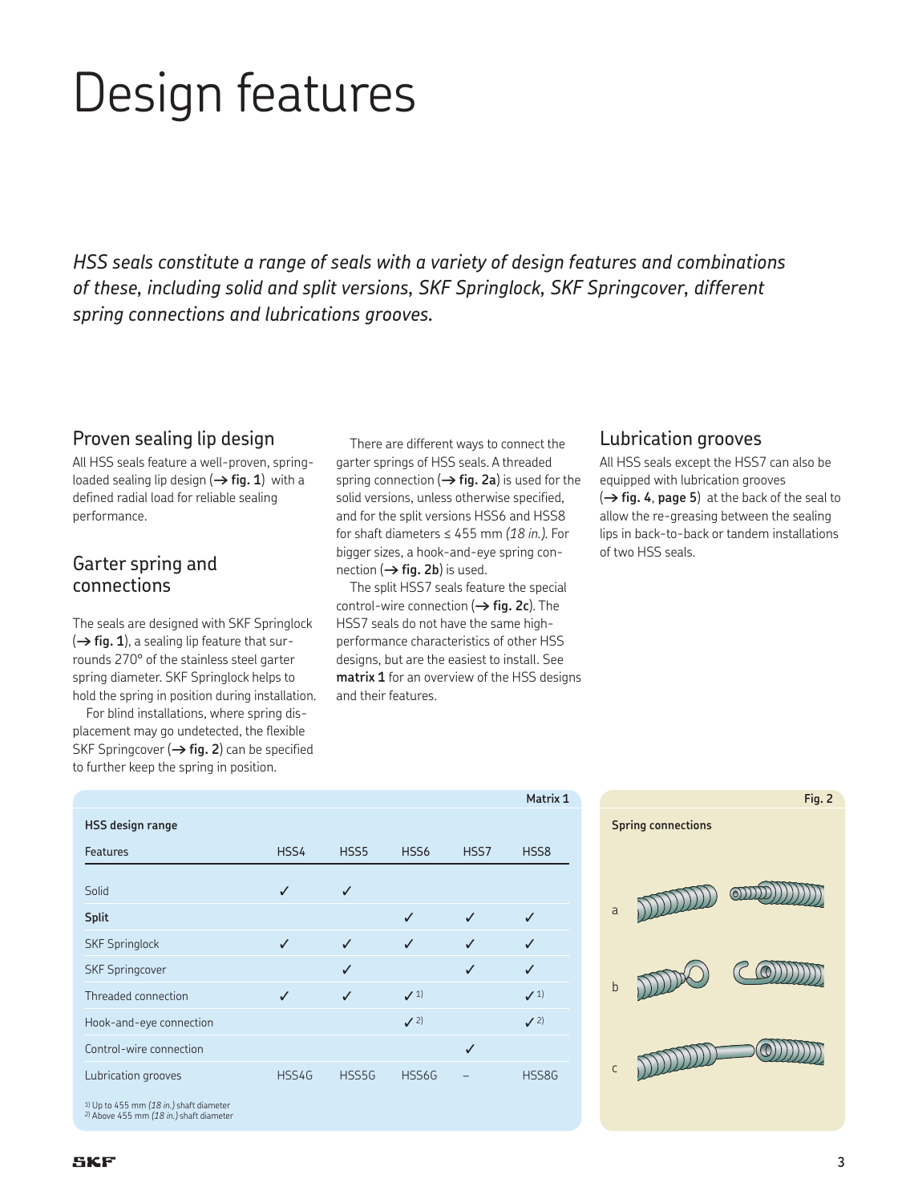# Design features

*HSS seals constitute a range of seals with a variety of design features and combinations of these, including solid and split versions, SKF Springlock, SKF Springcover, different spring connections and lubrications grooves.*

## Proven sealing lip design

All HSS seals feature a well-proven, spring-loaded sealing lip design (→ **fig. 1**) with a defined radial load for reliable sealing performance.

## Garter spring and connections

The seals are designed with SKF Springlock (→ **fig. 1**), a sealing lip feature that surrounds 270° of the stainless steel garter spring diameter. SKF Springlock helps to hold the spring in position during installation.

For blind installations, where spring displacement may go undetected, the flexible SKF Springcover (→ **fig. 2**) can be specified to further keep the spring in position.

There are different ways to connect the garter springs of HSS seals. A threaded spring connection (→ **fig. 2a**) is used for the solid versions, unless otherwise specified, and for the split versions HSS6 and HSS8 for shaft diameters ≤ 455 mm *(18 in.)*. For bigger sizes, a hook-and-eye spring connection (→ **fig. 2b**) is used.

The split HSS7 seals feature the special control-wire connection (→ **fig. 2c**). The HSS7 seals do not have the same high-performance characteristics of other HSS designs, but are the easiest to install. See **matrix 1** for an overview of the HSS designs and their features.

## Lubrication grooves

All HSS seals except the HSS7 can also be equipped with lubrication grooves (→ **fig. 4**, **page 5**) at the back of the seal to allow the re-greasing between the sealing lips in back-to-back or tandem installations of two HSS seals.

**Matrix 1**

**HSS design range**

| Features | HSS4 | HSS5 | HSS6 | HSS7 | HSS8 |
|---|---|---|---|---|---|
| Solid | ✓ | ✓ | | | |
| **Split** | | | ✓ | ✓ | ✓ |
| SKF Springlock | ✓ | ✓ | ✓ | ✓ | ✓ |
| SKF Springcover | | ✓ | | ✓ | ✓ |
| Threaded connection | ✓ | ✓ | ✓ [1] | | ✓ [1] |
| Hook-and-eye connection | | | ✓ [2] | | ✓ [2] |
| Control-wire connection | | | | ✓ | |
| Lubrication grooves | HSS4G | HSS5G | HSS6G | – | HSS8G |

[1] Up to 455 mm *(18 in.)* shaft diameter
[2] Above 455 mm *(18 in.)* shaft diameter

**Fig. 2**

**Spring connections**

a

b

c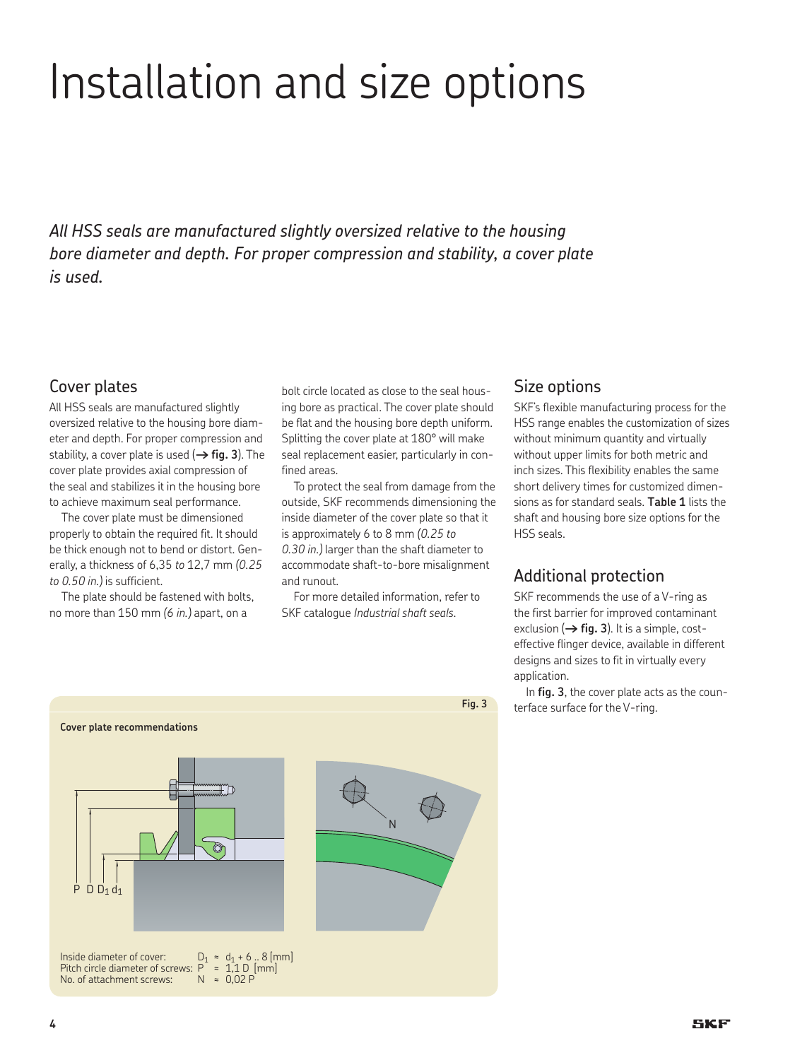# Installation and size options

*All HSS seals are manufactured slightly oversized relative to the housing bore diameter and depth. For proper compression and stability, a cover plate is used.*

## Cover plates

All HSS seals are manufactured slightly oversized relative to the housing bore diameter and depth. For proper compression and stability, a cover plate is used (→ **fig. 3**). The cover plate provides axial compression of the seal and stabilizes it in the housing bore to achieve maximum seal performance.

The cover plate must be dimensioned properly to obtain the required fit. It should be thick enough not to bend or distort. Generally, a thickness of 6,35 *to* 12,7 mm *(0.25 to 0.50 in.)* is sufficient.

The plate should be fastened with bolts, no more than 150 mm *(6 in.)* apart, on a bolt circle located as close to the seal housing bore as practical. The cover plate should be flat and the housing bore depth uniform. Splitting the cover plate at 180° will make seal replacement easier, particularly in confined areas.

To protect the seal from damage from the outside, SKF recommends dimensioning the inside diameter of the cover plate so that it is approximately 6 to 8 mm *(0.25 to 0.30 in.)* larger than the shaft diameter to accommodate shaft-to-bore misalignment and runout.

For more detailed information, refer to SKF catalogue *Industrial shaft seals*.

**Fig. 3**

**Cover plate recommendations**

Inside diameter of cover: $D_1 \approx d_1 + 6 .. 8$ [mm]
Pitch circle diameter of screws: $P \approx 1{,}1\,D$ [mm]
No. of attachment screws: $N \approx 0{,}02\,P$

## Size options

SKF's flexible manufacturing process for the HSS range enables the customization of sizes without minimum quantity and virtually without upper limits for both metric and inch sizes. This flexibility enables the same short delivery times for customized dimensions as for standard seals. **Table 1** lists the shaft and housing bore size options for the HSS seals.

## Additional protection

SKF recommends the use of a V-ring as the first barrier for improved contaminant exclusion (→ **fig. 3**). It is a simple, cost-effective flinger device, available in different designs and sizes to fit in virtually every application.

In **fig. 3**, the cover plate acts as the counterface surface for the V-ring.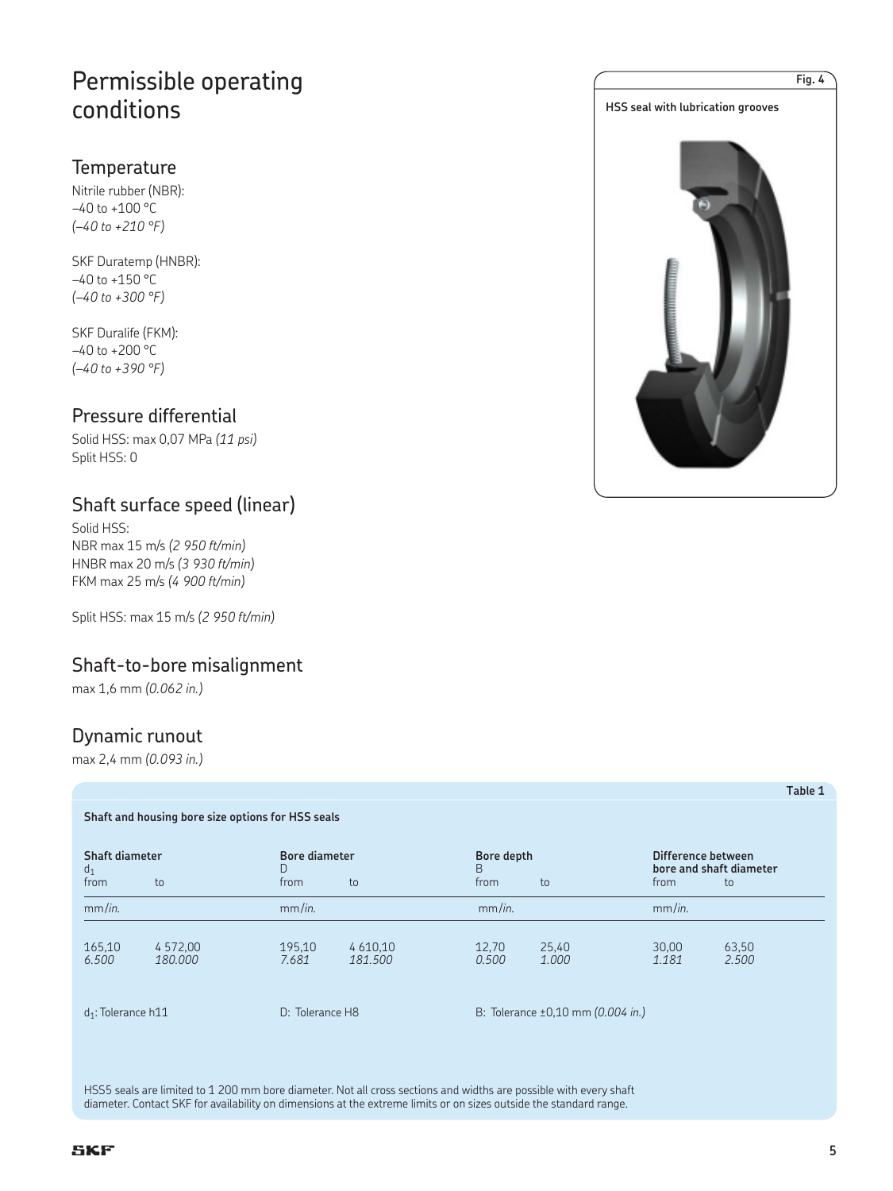# Permissible operating conditions

## Temperature

Nitrile rubber (NBR):
–40 to +100 °C
*(–40 to +210 °F)*

SKF Duratemp (HNBR):
–40 to +150 °C
*(–40 to +300 °F)*

SKF Duralife (FKM):
–40 to +200 °C
*(–40 to +390 °F)*

## Pressure differential

Solid HSS: max 0,07 MPa *(11 psi)*
Split HSS: 0

## Shaft surface speed (linear)

Solid HSS:
NBR max 15 m/s *(2 950 ft/min)*
HNBR max 20 m/s *(3 930 ft/min)*
FKM max 25 m/s *(4 900 ft/min)*

Split HSS: max 15 m/s *(2 950 ft/min)*

## Shaft-to-bore misalignment

max 1,6 mm *(0.062 in.)*

## Dynamic runout

max 2,4 mm *(0.093 in.)*

**Fig. 4**

**HSS seal with lubrication grooves**

**Table 1**

**Shaft and housing bore size options for HSS seals**

| Shaft diameter $d_1$ | | Bore diameter D | | Bore depth B | | Difference between bore and shaft diameter | |
|---|---|---|---|---|---|---|---|
| from | to | from | to | from | to | from | to |
| mm/*in.* | | mm/*in.* | | mm/*in.* | | mm/*in.* | |
| 165,10<br>*6.500* | 4 572,00<br>*180.000* | 195,10<br>*7.681* | 4 610,10<br>*181.500* | 12,70<br>*0.500* | 25,40<br>*1.000* | 30,00<br>*1.181* | 63,50<br>*2.500* |

$d_1$: Tolerance h11 D: Tolerance H8 B: Tolerance ±0,10 mm *(0.004 in.)*

HSS5 seals are limited to 1 200 mm bore diameter. Not all cross sections and widths are possible with every shaft diameter. Contact SKF for availability on dimensions at the extreme limits or on sizes outside the standard range.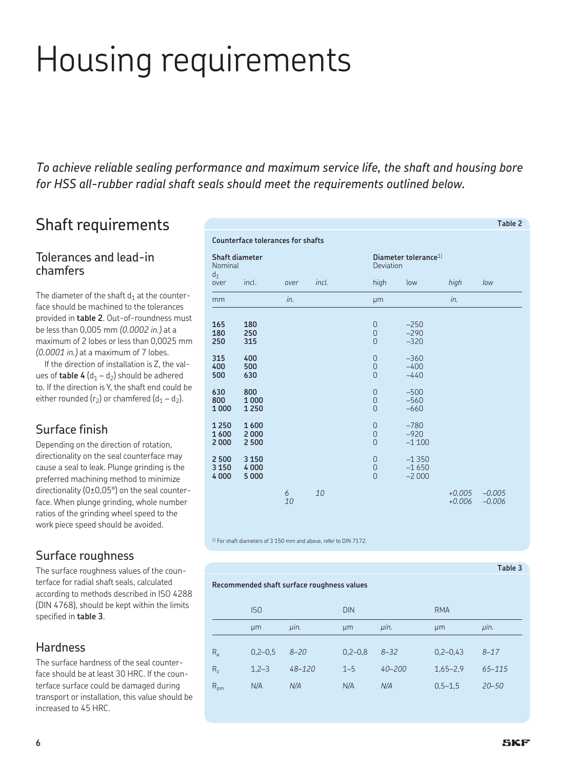# Housing requirements

*To achieve reliable sealing performance and maximum service life, the shaft and housing bore for HSS all-rubber radial shaft seals should meet the requirements outlined below.*

## Shaft requirements

### Tolerances and lead-in chamfers

The diameter of the shaft $d_1$ at the counterface should be machined to the tolerances provided in **table 2**. Out-of-roundness must be less than 0,005 mm *(0.0002 in.)* at a maximum of 2 lobes or less than 0,0025 mm *(0.0001 in.)* at a maximum of 7 lobes.

If the direction of installation is Z, the values of **table 4** ($d_1 - d_2$) should be adhered to. If the direction is Y, the shaft end could be either rounded ($r_2$) or chamfered ($d_1 - d_2$).

### Surface finish

Depending on the direction of rotation, directionality on the seal counterface may cause a seal to leak. Plunge grinding is the preferred machining method to minimize directionality (0±0,05°) on the seal counterface. When plunge grinding, whole number ratios of the grinding wheel speed to the work piece speed should be avoided.

### Surface roughness

The surface roughness values of the counterface for radial shaft seals, calculated according to methods described in ISO 4288 (DIN 4768), should be kept within the limits specified in **table 3**.

### Hardness

The surface hardness of the seal counterface should be at least 30 HRC. If the counterface surface could be damaged during transport or installation, this value should be increased to 45 HRC.

**Table 2**

**Counterface tolerances for shafts**

| Shaft diameter Nominal $d_1$ | | | | Diameter tolerance[1) ] Deviation | | | |
|---|---|---|---|---|---|---|---|
| over | incl. | *over* | *incl.* | high | low | *high* | *low* |
| mm | | *in.* | | µm | | *in.* | |
| **165** | **180** | | | 0 | –250 | | |
| **180** | **250** | | | 0 | –290 | | |
| **250** | **315** | | | 0 | –320 | | |
| **315** | **400** | | | 0 | –360 | | |
| **400** | **500** | | | 0 | –400 | | |
| **500** | **630** | | | 0 | –440 | | |
| **630** | **800** | | | 0 | –500 | | |
| **800** | **1 000** | | | 0 | –560 | | |
| **1 000** | **1 250** | | | 0 | –660 | | |
| **1 250** | **1 600** | | | 0 | –780 | | |
| **1 600** | **2 000** | | | 0 | –920 | | |
| **2 000** | **2 500** | | | 0 | –1 100 | | |
| **2 500** | **3 150** | | | 0 | –1 350 | | |
| **3 150** | **4 000** | | | 0 | –1 650 | | |
| **4 000** | **5 000** | | | 0 | –2 000 | | |
| | | *6* | *10* | | | *+0.005* | *–0.005* |
| | | *10* | | | | *+0.006* | *–0.006* |

1) For shaft diameters of 3 150 mm and above, refer to DIN 7172.

**Table 3**

**Recommended shaft surface roughness values**

| | ISO | | DIN | | RMA | |
|---|---|---|---|---|---|---|
| | µm | *µin.* | µm | *µin.* | µm | *µin.* |
| $R_a$ | 0,2–0,5 | *8–20* | 0,2–0,8 | *8–32* | 0,2–0,43 | *8–17* |
| $R_z$ | 1,2–3 | *48–120* | 1–5 | *40–200* | 1,65–2,9 | *65–115* |
| $R_{pm}$ | N/A | *N/A* | N/A | *N/A* | 0,5–1,5 | *20–50* |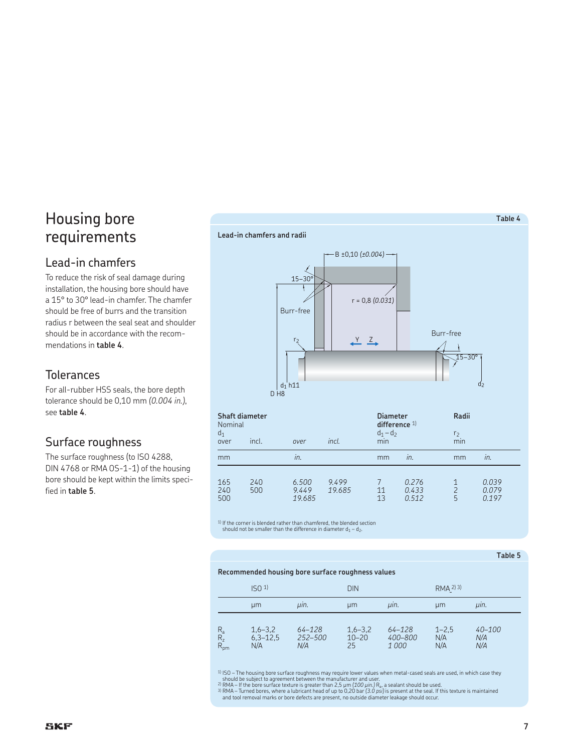# Housing bore requirements

## Lead-in chamfers

To reduce the risk of seal damage during installation, the housing bore should have a 15° to 30° lead-in chamfer. The chamfer should be free of burrs and the transition radius r between the seal seat and shoulder should be in accordance with the recommendations in **table 4**.

## Tolerances

For all-rubber HSS seals, the bore depth tolerance should be 0,10 mm *(0.004 in.)*, see **table 4**.

## Surface roughness

The surface roughness (to ISO 4288, DIN 4768 or RMA OS-1-1) of the housing bore should be kept within the limits specified in **table 5**.

**Table 4**

**Lead-in chamfers and radii**

| Shaft diameter Nominal $d_1$ over | incl. | over | incl. | Diameter difference [1] $d_1 - d_2$ min | | Radii $r_2$ min | |
|---|---|---|---|---|---|---|---|
| mm | | *in.* | | mm | *in.* | mm | *in.* |
| 165 | 240 | *6.500* | *9.499* | 7 | *0.276* | 1 | *0.039* |
| 240 | 500 | *9.449* | *19.685* | 11 | *0.433* | 2 | *0.079* |
| 500 | | *19.685* | | 13 | *0.512* | 5 | *0.197* |

[1] If the corner is blended rather than chamfered, the blended section should not be smaller than the difference in diameter $d_1 - d_2$.

**Table 5**

**Recommended housing bore surface roughness values**

| | ISO [1] | | DIN | | RMA [2] [3] | |
|---|---|---|---|---|---|---|
| | µm | *µin.* | µm | *µin.* | µm | *µin.* |
| $R_a$ | 1,6–3,2 | *64–128* | 1,6–3,2 | *64–128* | 1–2,5 | *40–100* |
| $R_z$ | 6,3–12,5 | *252–500* | 10–20 | *400–800* | N/A | *N/A* |
| $R_{pm}$ | N/A | *N/A* | 25 | *1 000* | N/A | *N/A* |

[1] ISO – The housing bore surface roughness may require lower values when metal-cased seals are used, in which case they should be subject to agreement between the manufacturer and user.
[2] RMA – If the bore surface texture is greater than 2,5 µm *(100 µin.)* $R_a$, a sealant should be used.
[3] RMA – Turned bores, where a lubricant head of up to 0,20 bar *(3.0 psi)* is present at the seal. If this texture is maintained and tool removal marks or bore defects are present, no outside diameter leakage should occur.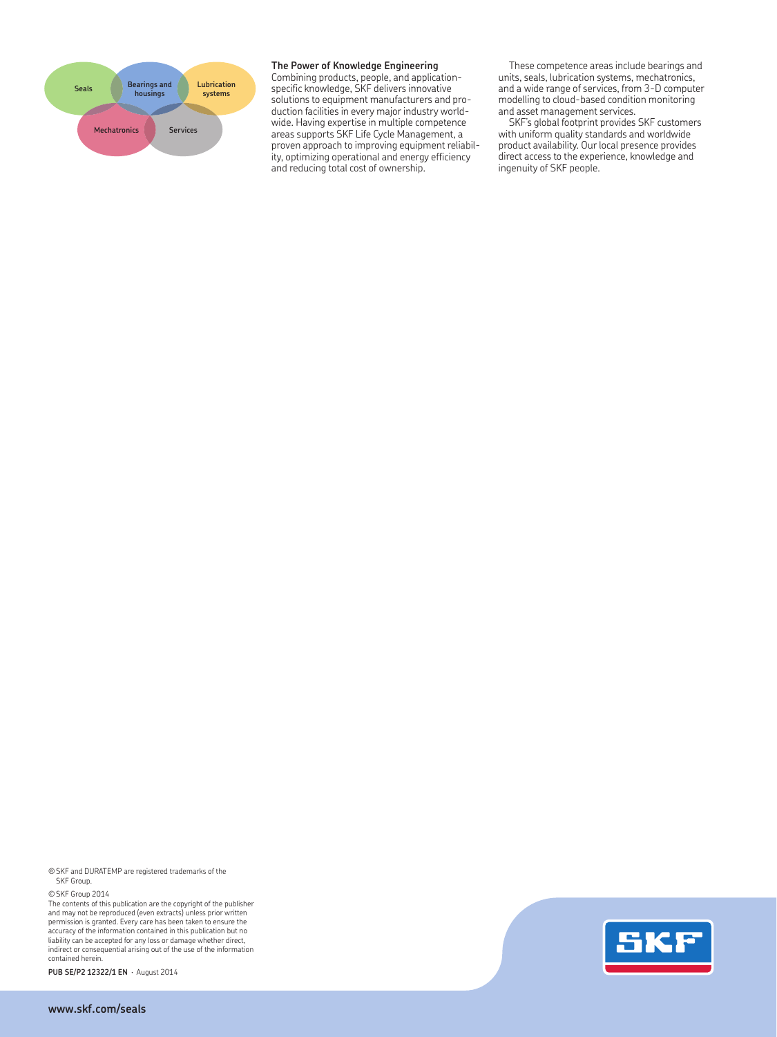Seals

Bearings and housings

Lubrication systems

Mechatronics

Services

**The Power of Knowledge Engineering**

Combining products, people, and application-specific knowledge, SKF delivers innovative solutions to equipment manufacturers and production facilities in every major industry worldwide. Having expertise in multiple competence areas supports SKF Life Cycle Management, a proven approach to improving equipment reliability, optimizing operational and energy efficiency and reducing total cost of ownership.

These competence areas include bearings and units, seals, lubrication systems, mechatronics, and a wide range of services, from 3-D computer modelling to cloud-based condition monitoring and asset management services.

SKF's global footprint provides SKF customers with uniform quality standards and worldwide product availability. Our local presence provides direct access to the experience, knowledge and ingenuity of SKF people.

® SKF and DURATEMP are registered trademarks of the SKF Group.

© SKF Group 2014

The contents of this publication are the copyright of the publisher and may not be reproduced (even extracts) unless prior written permission is granted. Every care has been taken to ensure the accuracy of the information contained in this publication but no liability can be accepted for any loss or damage whether direct, indirect or consequential arising out of the use of the information contained herein.

**PUB SE/P2 12322/1 EN** · August 2014

**www.skf.com/seals**